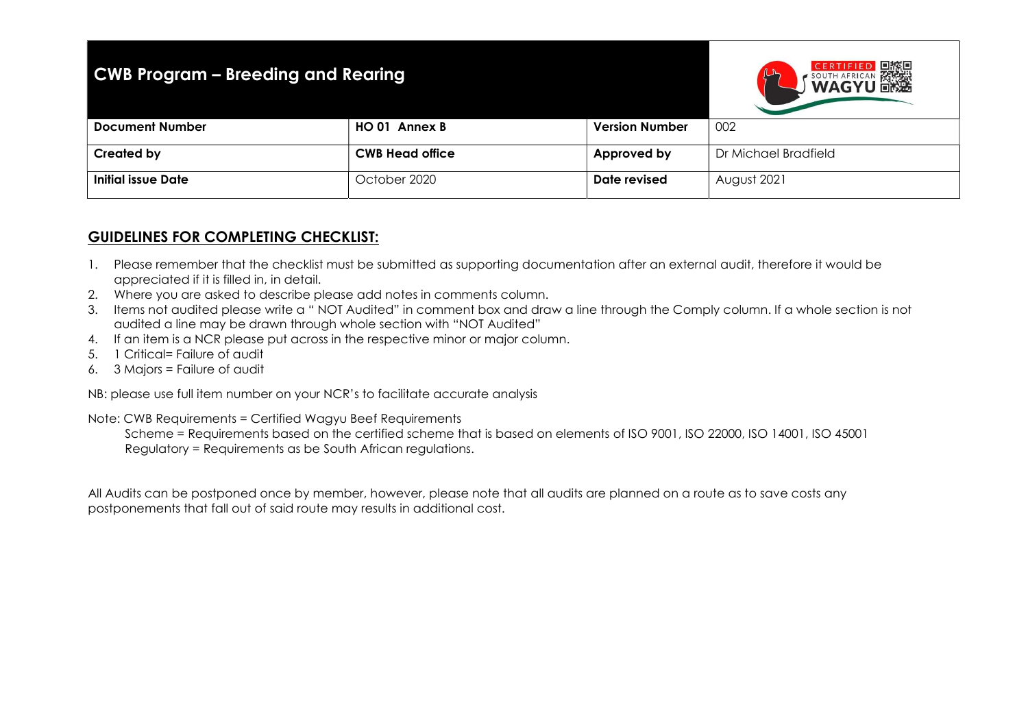| CWB Program – Breeding and Rearing | | | |
|---|---|---|---|
| **Document Number** | **HO 01 Annex B** | **Version Number** | 002 |
| **Created by** | **CWB Head office** | **Approved by** | Dr Michael Bradfield |
| **Initial issue Date** | October 2020 | **Date revised** | August 2021 |

## GUIDELINES FOR COMPLETING CHECKLIST:

1. Please remember that the checklist must be submitted as supporting documentation after an external audit, therefore it would be appreciated if it is filled in, in detail.
2. Where you are asked to describe please add notes in comments column.
3. Items not audited please write a " NOT Audited" in comment box and draw a line through the Comply column. If a whole section is not audited a line may be drawn through whole section with "NOT Audited"
4. If an item is a NCR please put across in the respective minor or major column.
5. 1 Critical= Failure of audit
6. 3 Majors = Failure of audit

NB: please use full item number on your NCR's to facilitate accurate analysis

Note: CWB Requirements = Certified Wagyu Beef Requirements
Scheme = Requirements based on the certified scheme that is based on elements of ISO 9001, ISO 22000, ISO 14001, ISO 45001
Regulatory = Requirements as be South African regulations.

All Audits can be postponed once by member, however, please note that all audits are planned on a route as to save costs any postponements that fall out of said route may results in additional cost.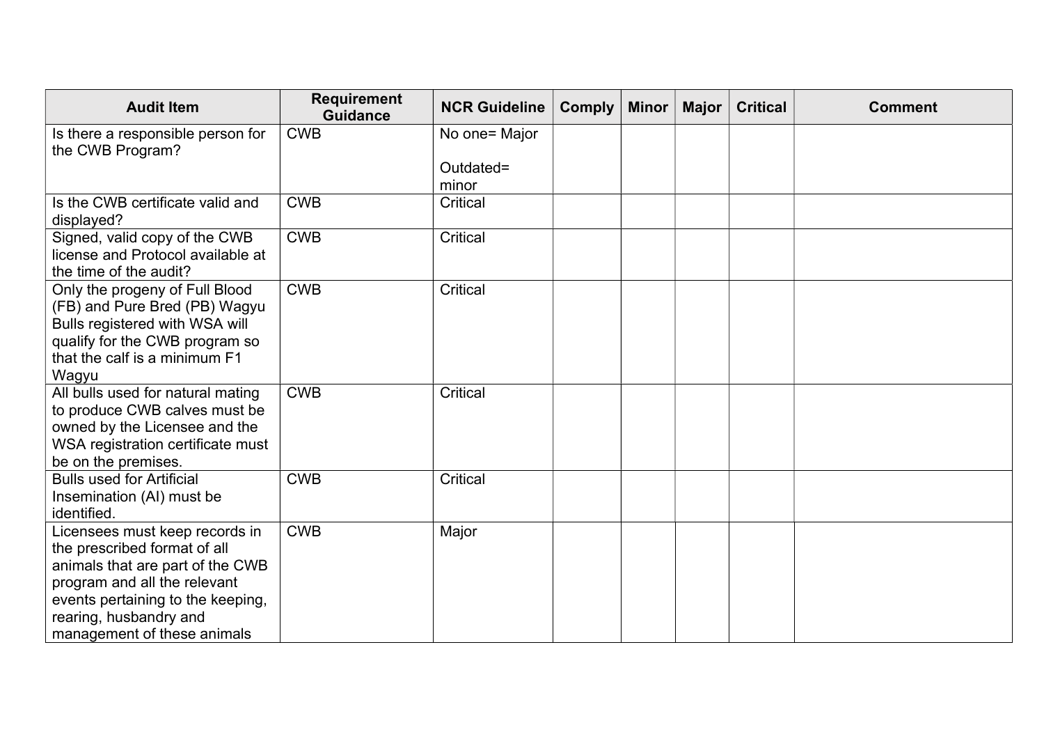| Audit Item | Requirement Guidance | NCR Guideline | Comply | Minor | Major | Critical | Comment |
|---|---|---|---|---|---|---|---|
| Is there a responsible person for the CWB Program? | CWB | No one= Major<br><br>Outdated= minor | | | | | |
| Is the CWB certificate valid and displayed? | CWB | Critical | | | | | |
| Signed, valid copy of the CWB license and Protocol available at the time of the audit? | CWB | Critical | | | | | |
| Only the progeny of Full Blood (FB) and Pure Bred (PB) Wagyu Bulls registered with WSA will qualify for the CWB program so that the calf is a minimum F1 Wagyu | CWB | Critical | | | | | |
| All bulls used for natural mating to produce CWB calves must be owned by the Licensee and the WSA registration certificate must be on the premises. | CWB | Critical | | | | | |
| Bulls used for Artificial Insemination (AI) must be identified. | CWB | Critical | | | | | |
| Licensees must keep records in the prescribed format of all animals that are part of the CWB program and all the relevant events pertaining to the keeping, rearing, husbandry and management of these animals | CWB | Major | | | | | |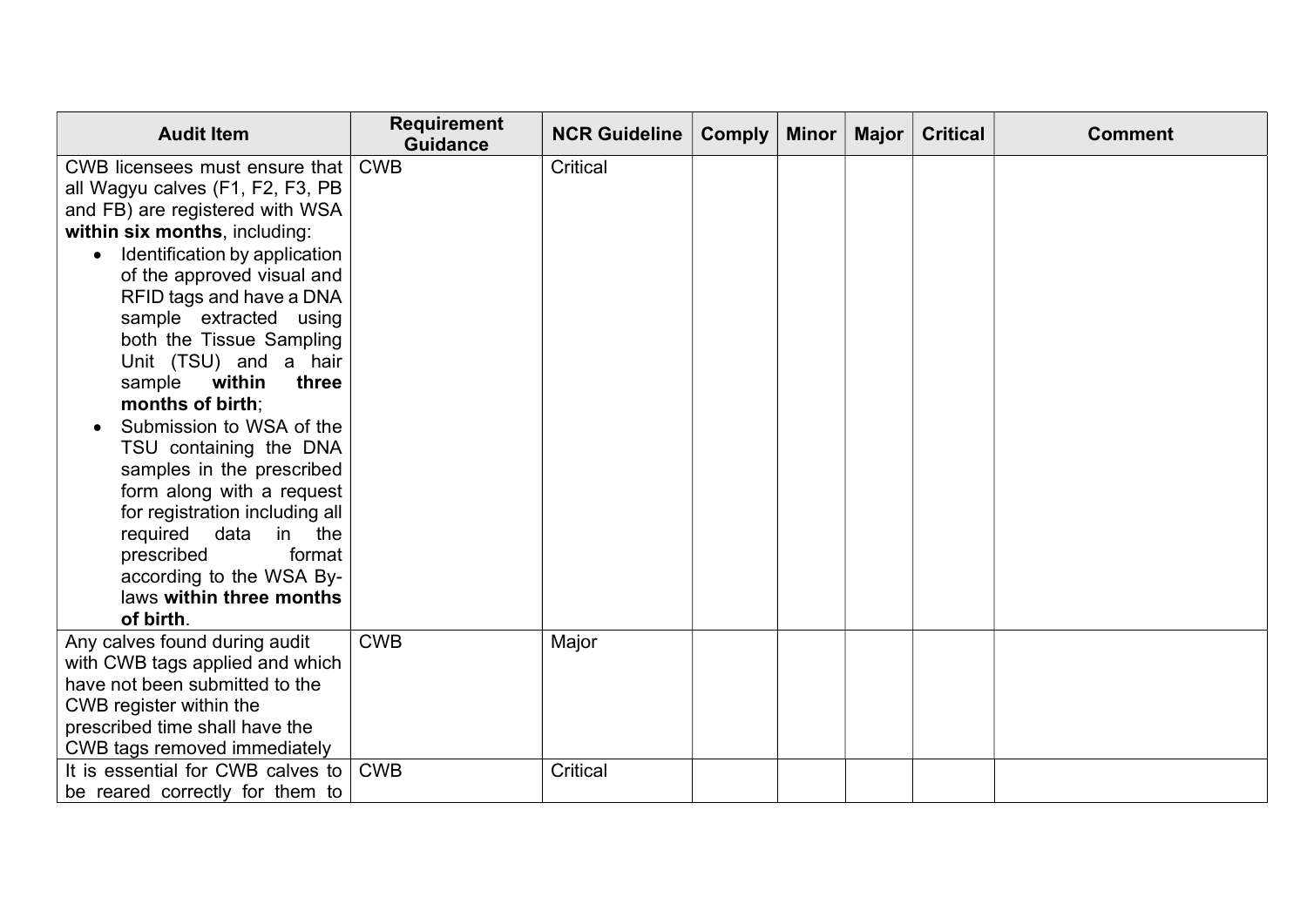| Audit Item | Requirement Guidance | NCR Guideline | Comply | Minor | Major | Critical | Comment |
|---|---|---|---|---|---|---|---|
| CWB licensees must ensure that all Wagyu calves (F1, F2, F3, PB and FB) are registered with WSA **within six months**, including:<br>• Identification by application of the approved visual and RFID tags and have a DNA sample extracted using both the Tissue Sampling Unit (TSU) and a hair sample **within three months of birth**;<br>• Submission to WSA of the TSU containing the DNA samples in the prescribed form along with a request for registration including all required data in the prescribed format according to the WSA By-laws **within three months of birth**. | CWB | Critical | | | | | |
| Any calves found during audit with CWB tags applied and which have not been submitted to the CWB register within the prescribed time shall have the CWB tags removed immediately | CWB | Major | | | | | |
| It is essential for CWB calves to be reared correctly for them to | CWB | Critical | | | | | |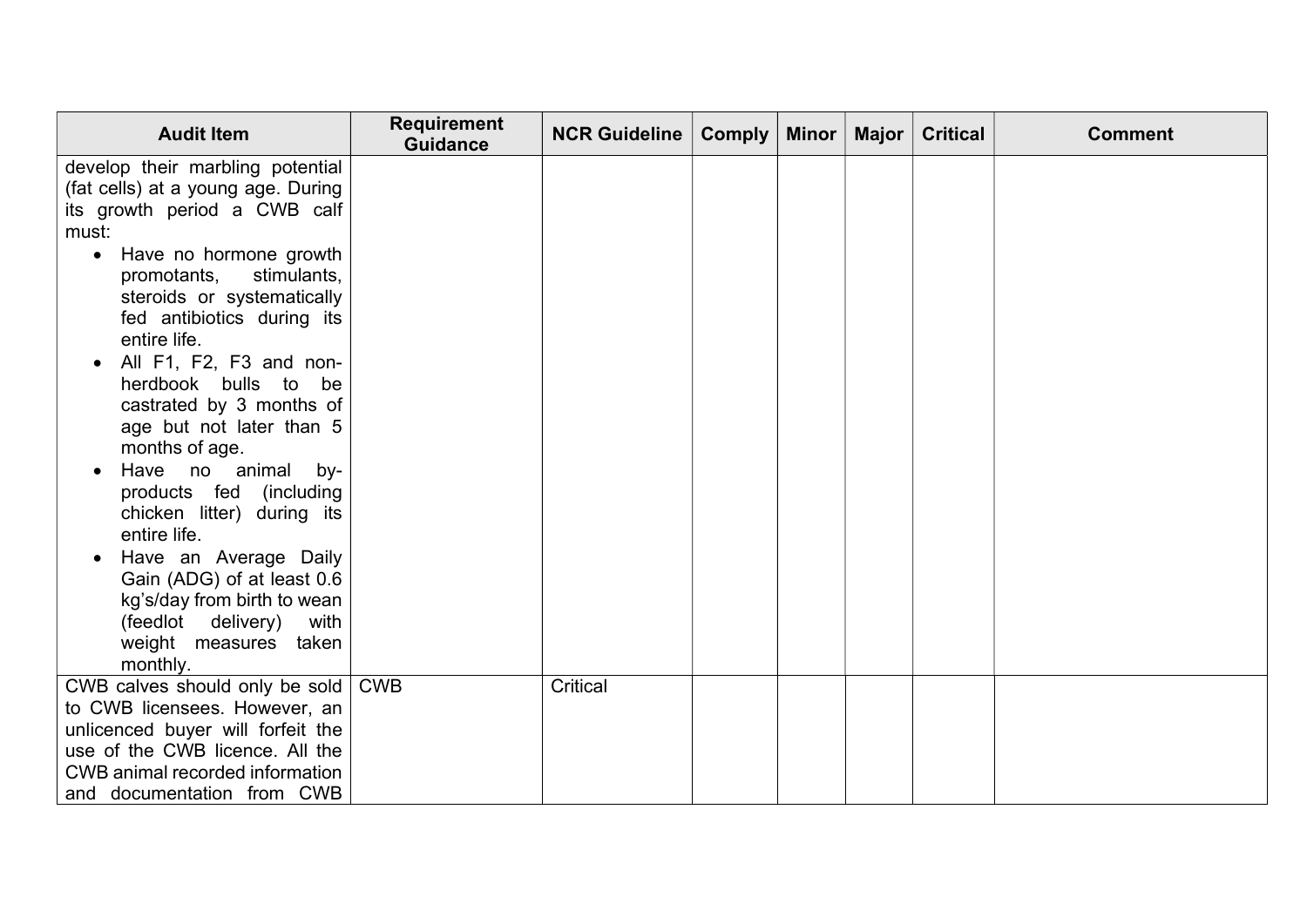| Audit Item | Requirement Guidance | NCR Guideline | Comply | Minor | Major | Critical | Comment |
|---|---|---|---|---|---|---|---|
| develop their marbling potential (fat cells) at a young age. During its growth period a CWB calf must:<br>• Have no hormone growth promotants, stimulants, steroids or systematically fed antibiotics during its entire life.<br>• All F1, F2, F3 and non-herdbook bulls to be castrated by 3 months of age but not later than 5 months of age.<br>• Have no animal by-products fed (including chicken litter) during its entire life.<br>• Have an Average Daily Gain (ADG) of at least 0.6 kg's/day from birth to wean (feedlot delivery) with weight measures taken monthly. | | | | | | | |
| CWB calves should only be sold to CWB licensees. However, an unlicenced buyer will forfeit the use of the CWB licence. All the CWB animal recorded information and documentation from CWB | CWB | Critical | | | | | |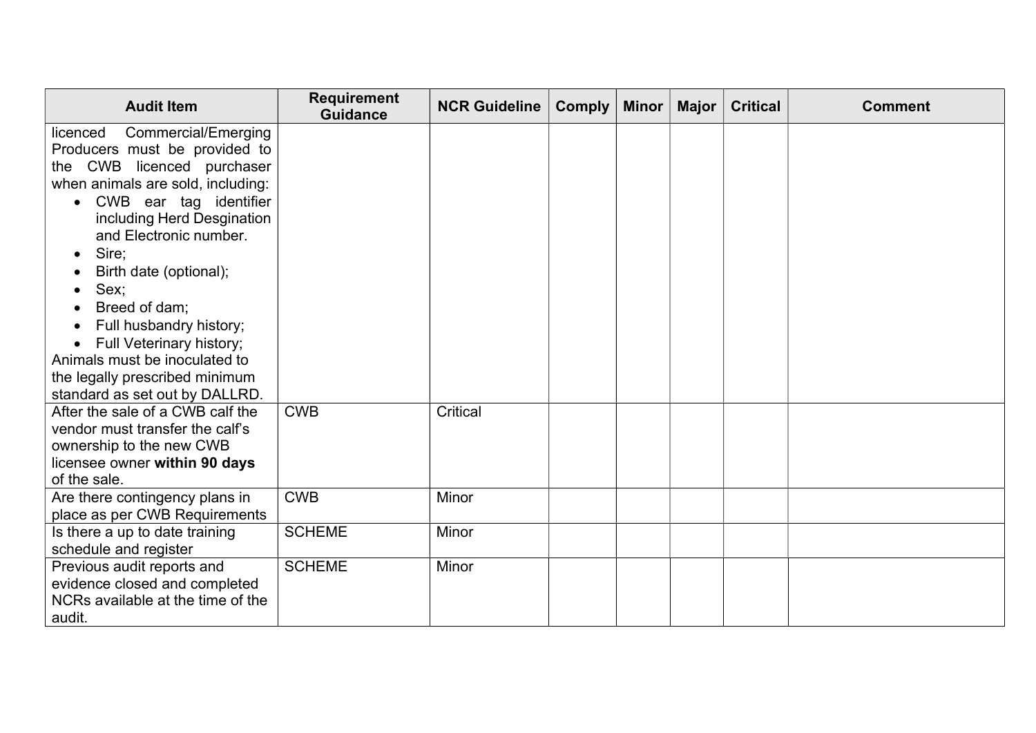| Audit Item | Requirement Guidance | NCR Guideline | Comply | Minor | Major | Critical | Comment |
|---|---|---|---|---|---|---|---|
| licenced Commercial/Emerging Producers must be provided to the CWB licenced purchaser when animals are sold, including:<br>• CWB ear tag identifier including Herd Desgination and Electronic number.<br>• Sire;<br>• Birth date (optional);<br>• Sex;<br>• Breed of dam;<br>• Full husbandry history;<br>• Full Veterinary history;<br>Animals must be inoculated to the legally prescribed minimum standard as set out by DALLRD. | | | | | | | |
| After the sale of a CWB calf the vendor must transfer the calf's ownership to the new CWB licensee owner **within 90 days** of the sale. | CWB | Critical | | | | | |
| Are there contingency plans in place as per CWB Requirements | CWB | Minor | | | | | |
| Is there a up to date training schedule and register | SCHEME | Minor | | | | | |
| Previous audit reports and evidence closed and completed NCRs available at the time of the audit. | SCHEME | Minor | | | | | |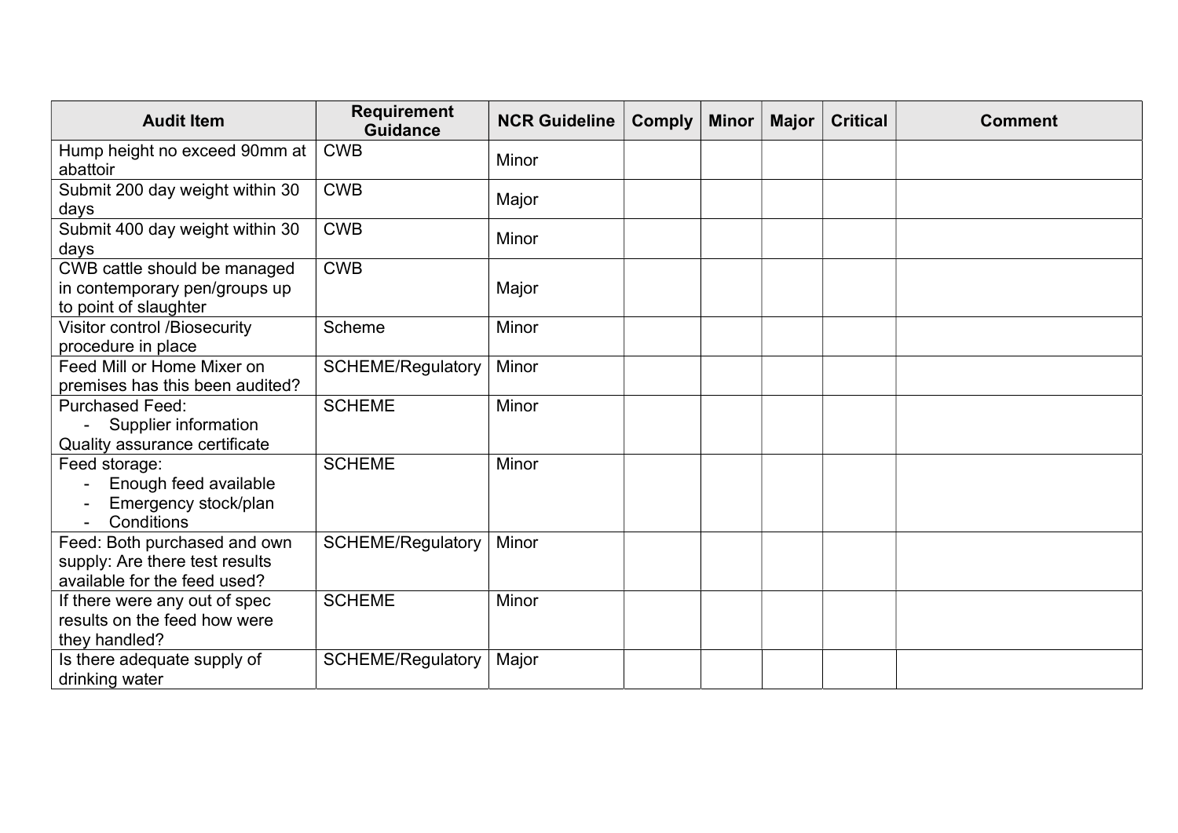| Audit Item | Requirement Guidance | NCR Guideline | Comply | Minor | Major | Critical | Comment |
|---|---|---|---|---|---|---|---|
| Hump height no exceed 90mm at abattoir | CWB | Minor | | | | | |
| Submit 200 day weight within 30 days | CWB | Major | | | | | |
| Submit 400 day weight within 30 days | CWB | Minor | | | | | |
| CWB cattle should be managed in contemporary pen/groups up to point of slaughter | CWB | Major | | | | | |
| Visitor control /Biosecurity procedure in place | Scheme | Minor | | | | | |
| Feed Mill or Home Mixer on premises has this been audited? | SCHEME/Regulatory | Minor | | | | | |
| Purchased Feed:<br>- Supplier information<br>Quality assurance certificate | SCHEME | Minor | | | | | |
| Feed storage:<br>- Enough feed available<br>- Emergency stock/plan<br>- Conditions | SCHEME | Minor | | | | | |
| Feed: Both purchased and own supply: Are there test results available for the feed used? | SCHEME/Regulatory | Minor | | | | | |
| If there were any out of spec results on the feed how were they handled? | SCHEME | Minor | | | | | |
| Is there adequate supply of drinking water | SCHEME/Regulatory | Major | | | | | |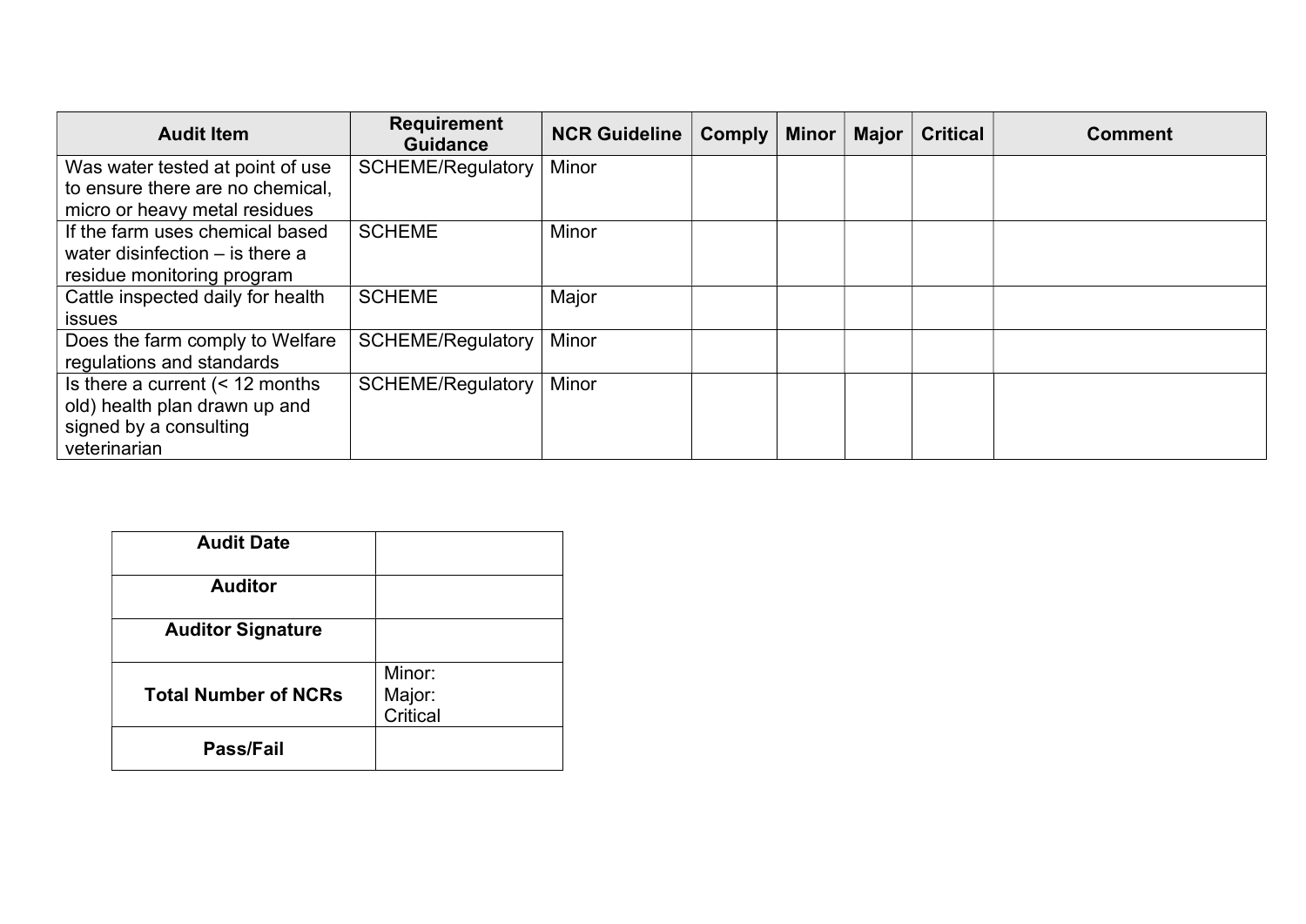| Audit Item | Requirement Guidance | NCR Guideline | Comply | Minor | Major | Critical | Comment |
|---|---|---|---|---|---|---|---|
| Was water tested at point of use to ensure there are no chemical, micro or heavy metal residues | SCHEME/Regulatory | Minor | | | | | |
| If the farm uses chemical based water disinfection – is there a residue monitoring program | SCHEME | Minor | | | | | |
| Cattle inspected daily for health issues | SCHEME | Major | | | | | |
| Does the farm comply to Welfare regulations and standards | SCHEME/Regulatory | Minor | | | | | |
| Is there a current (< 12 months old) health plan drawn up and signed by a consulting veterinarian | SCHEME/Regulatory | Minor | | | | | |

| | |
|---|---|
| **Audit Date** | |
| **Auditor** | |
| **Auditor Signature** | |
| **Total Number of NCRs** | Minor:<br>Major:<br>Critical |
| **Pass/Fail** | |